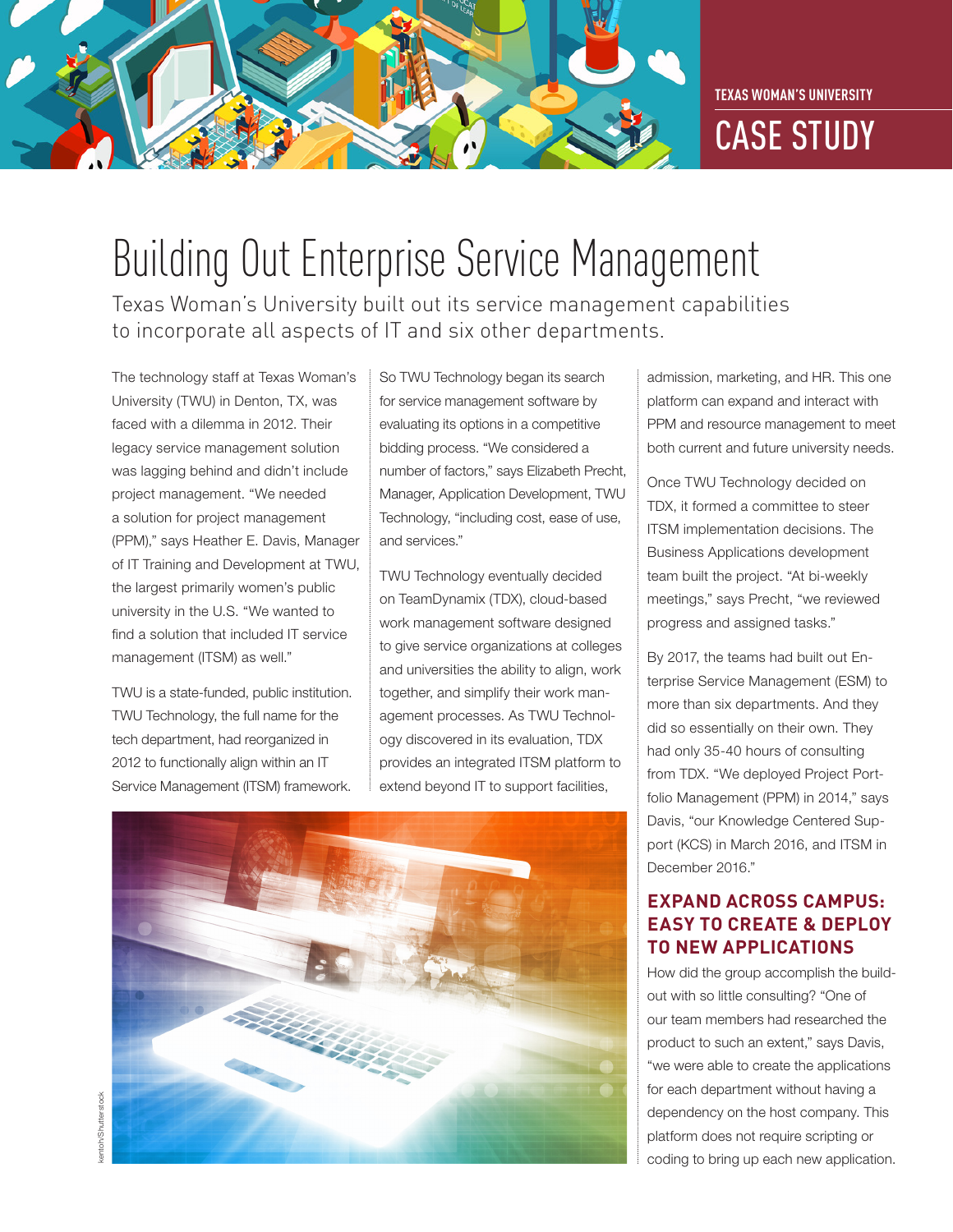TEXAS WOMAN'S UNIVERSITY

CASE STUDY

# Building Out Enterprise Service Management

Texas Woman's University built out its service management capabilities to incorporate all aspects of IT and six other departments.

The technology staff at Texas Woman's University (TWU) in Denton, TX, was faced with a dilemma in 2012. Their legacy service management solution was lagging behind and didn't include project management. "We needed a solution for project management (PPM)," says Heather E. Davis, Manager of IT Training and Development at TWU, the largest primarily women's public university in the U.S. "We wanted to find a solution that included IT service management (ITSM) as well."

TWU is a state-funded, public institution. TWU Technology, the full name for the tech department, had reorganized in 2012 to functionally align within an IT Service Management (ITSM) framework.

So TWU Technology began its search for service management software by evaluating its options in a competitive bidding process. "We considered a number of factors," says Elizabeth Precht, Manager, Application Development, TWU Technology, "including cost, ease of use, and services."

TWU Technology eventually decided on TeamDynamix (TDX), cloud-based work management software designed to give service organizations at colleges and universities the ability to align, work together, and simplify their work management processes. As TWU Technology discovered in its evaluation, TDX provides an integrated ITSM platform to extend beyond IT to support facilities, admission, marketing, and HR. This one platform can expand and interact with PPM and resource management to meet both current and future university needs.

Once TWU Technology decided on TDX, it formed a committee to steer ITSM implementation decisions. The Business Applications development team built the project. "At bi-weekly meetings," says Precht, "we reviewed progress and assigned tasks."

By 2017, the teams had built out Enterprise Service Management (ESM) to more than six departments. And they did so essentially on their own. They had only 35-40 hours of consulting from TDX. "We deployed Project Portfolio Management (PPM) in 2014," says Davis, "our Knowledge Centered Support (KCS) in March 2016, and ITSM in December 2016."

## EXPAND ACROSS CAMPUS: EASY TO CREATE & DEPLOY TO NEW APPLICATIONS

How did the group accomplish the build-out with so little consulting? "One of our team members had researched the product to such an extent," says Davis, "we were able to create the applications for each department without having a dependency on the host company. This platform does not require scripting or coding to bring up each new application.

kentoh/Shutterstock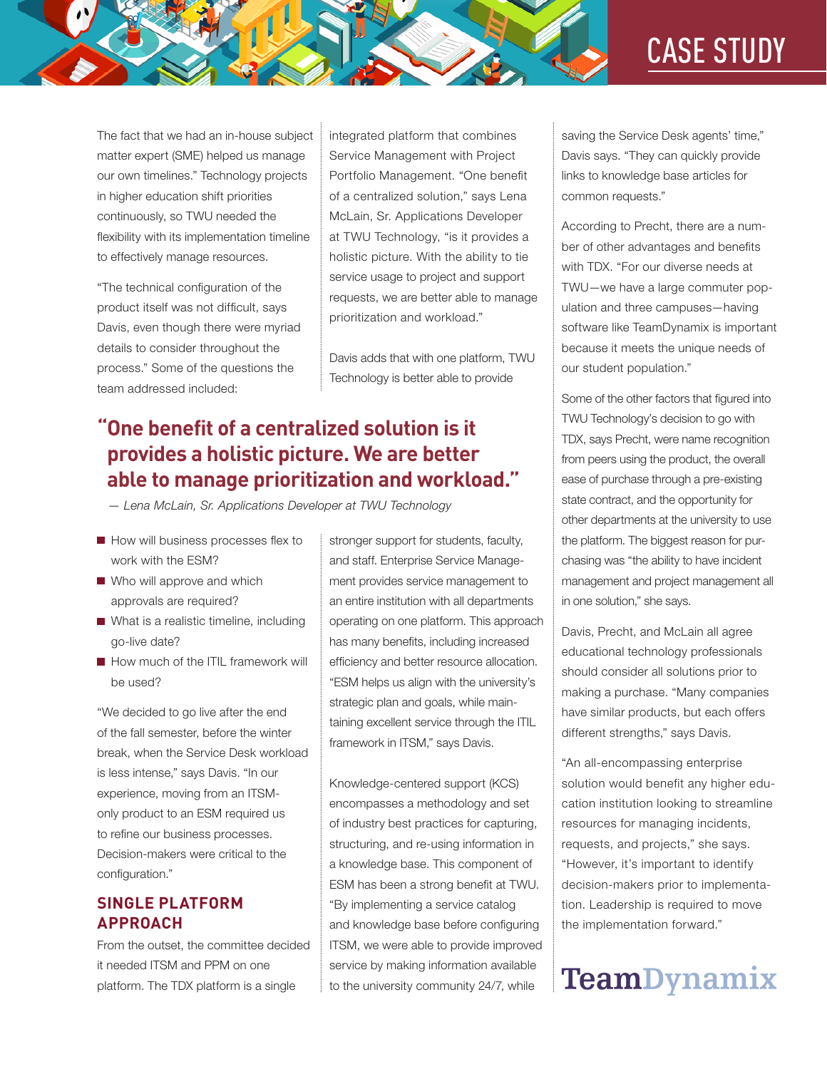The fact that we had an in-house subject matter expert (SME) helped us manage our own timelines." Technology projects in higher education shift priorities continuously, so TWU needed the flexibility with its implementation timeline to effectively manage resources.

"The technical configuration of the product itself was not difficult, says Davis, even though there were myriad details to consider throughout the process." Some of the questions the team addressed included:

- How will business processes flex to work with the ESM?
- Who will approve and which approvals are required?
- What is a realistic timeline, including go-live date?
- How much of the ITIL framework will be used?

"We decided to go live after the end of the fall semester, before the winter break, when the Service Desk workload is less intense," says Davis. "In our experience, moving from an ITSM-only product to an ESM required us to refine our business processes. Decision-makers were critical to the configuration."

## SINGLE PLATFORM APPROACH

From the outset, the committee decided it needed ITSM and PPM on one platform. The TDX platform is a single integrated platform that combines Service Management with Project Portfolio Management. "One benefit of a centralized solution," says Lena McLain, Sr. Applications Developer at TWU Technology, "is it provides a holistic picture. With the ability to tie service usage to project and support requests, we are better able to manage prioritization and workload."

Davis adds that with one platform, TWU Technology is better able to provide stronger support for students, faculty, and staff. Enterprise Service Management provides service management to an entire institution with all departments operating on one platform. This approach has many benefits, including increased efficiency and better resource allocation. "ESM helps us align with the university's strategic plan and goals, while maintaining excellent service through the ITIL framework in ITSM," says Davis.

> **"One benefit of a centralized solution is it provides a holistic picture. We are better able to manage prioritization and workload."**
>
> *— Lena McLain, Sr. Applications Developer at TWU Technology*

Knowledge-centered support (KCS) encompasses a methodology and set of industry best practices for capturing, structuring, and re-using information in a knowledge base. This component of ESM has been a strong benefit at TWU. "By implementing a service catalog and knowledge base before configuring ITSM, we were able to provide improved service by making information available to the university community 24/7, while saving the Service Desk agents' time," Davis says. "They can quickly provide links to knowledge base articles for common requests."

According to Precht, there are a number of other advantages and benefits with TDX. "For our diverse needs at TWU—we have a large commuter population and three campuses—having software like TeamDynamix is important because it meets the unique needs of our student population."

Some of the other factors that figured into TWU Technology's decision to go with TDX, says Precht, were name recognition from peers using the product, the overall ease of purchase through a pre-existing state contract, and the opportunity for other departments at the university to use the platform. The biggest reason for purchasing was "the ability to have incident management and project management all in one solution," she says.

Davis, Precht, and McLain all agree educational technology professionals should consider all solutions prior to making a purchase. "Many companies have similar products, but each offers different strengths," says Davis.

"An all-encompassing enterprise solution would benefit any higher education institution looking to streamline resources for managing incidents, requests, and projects," she says. "However, it's important to identify decision-makers prior to implementation. Leadership is required to move the implementation forward."

TeamDynamix